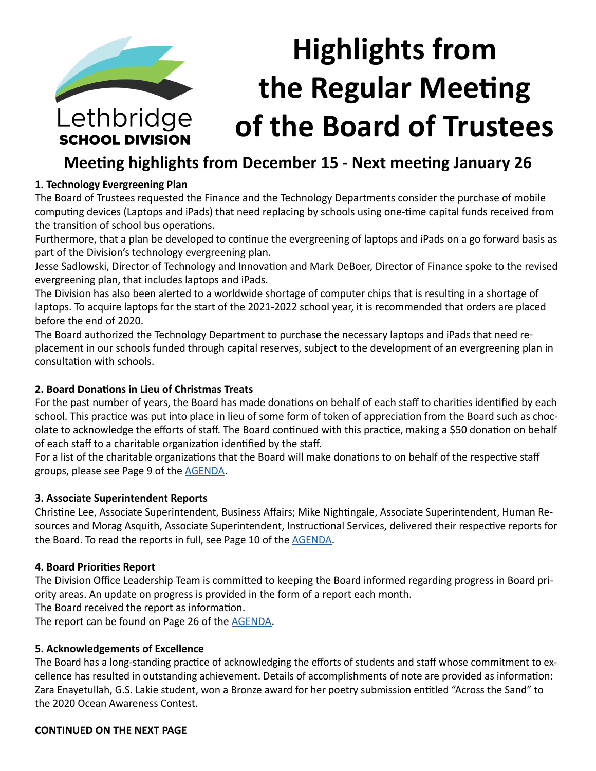Lethbridge
SCHOOL DIVISION

# Highlights from the Regular Meeting of the Board of Trustees

## Meeting highlights from December 15 - Next meeting January 26

**1. Technology Evergreening Plan**

The Board of Trustees requested the Finance and the Technology Departments consider the purchase of mobile computing devices (Laptops and iPads) that need replacing by schools using one-time capital funds received from the transition of school bus operations.

Furthermore, that a plan be developed to continue the evergreening of laptops and iPads on a go forward basis as part of the Division's technology evergreening plan.

Jesse Sadlowski, Director of Technology and Innovation and Mark DeBoer, Director of Finance spoke to the revised evergreening plan, that includes laptops and iPads.

The Division has also been alerted to a worldwide shortage of computer chips that is resulting in a shortage of laptops. To acquire laptops for the start of the 2021-2022 school year, it is recommended that orders are placed before the end of 2020.

The Board authorized the Technology Department to purchase the necessary laptops and iPads that need replacement in our schools funded through capital reserves, subject to the development of an evergreening plan in consultation with schools.

**2. Board Donations in Lieu of Christmas Treats**

For the past number of years, the Board has made donations on behalf of each staff to charities identified by each school. This practice was put into place in lieu of some form of token of appreciation from the Board such as chocolate to acknowledge the efforts of staff. The Board continued with this practice, making a $50 donation on behalf of each staff to a charitable organization identified by the staff.

For a list of the charitable organizations that the Board will make donations to on behalf of the respective staff groups, please see Page 9 of the AGENDA.

**3. Associate Superintendent Reports**

Christine Lee, Associate Superintendent, Business Affairs; Mike Nightingale, Associate Superintendent, Human Resources and Morag Asquith, Associate Superintendent, Instructional Services, delivered their respective reports for the Board. To read the reports in full, see Page 10 of the AGENDA.

**4. Board Priorities Report**

The Division Office Leadership Team is committed to keeping the Board informed regarding progress in Board priority areas. An update on progress is provided in the form of a report each month.

The Board received the report as information.

The report can be found on Page 26 of the AGENDA.

**5. Acknowledgements of Excellence**

The Board has a long-standing practice of acknowledging the efforts of students and staff whose commitment to excellence has resulted in outstanding achievement. Details of accomplishments of note are provided as information:

Zara Enayetullah, G.S. Lakie student, won a Bronze award for her poetry submission entitled "Across the Sand" to the 2020 Ocean Awareness Contest.

**CONTINUED ON THE NEXT PAGE**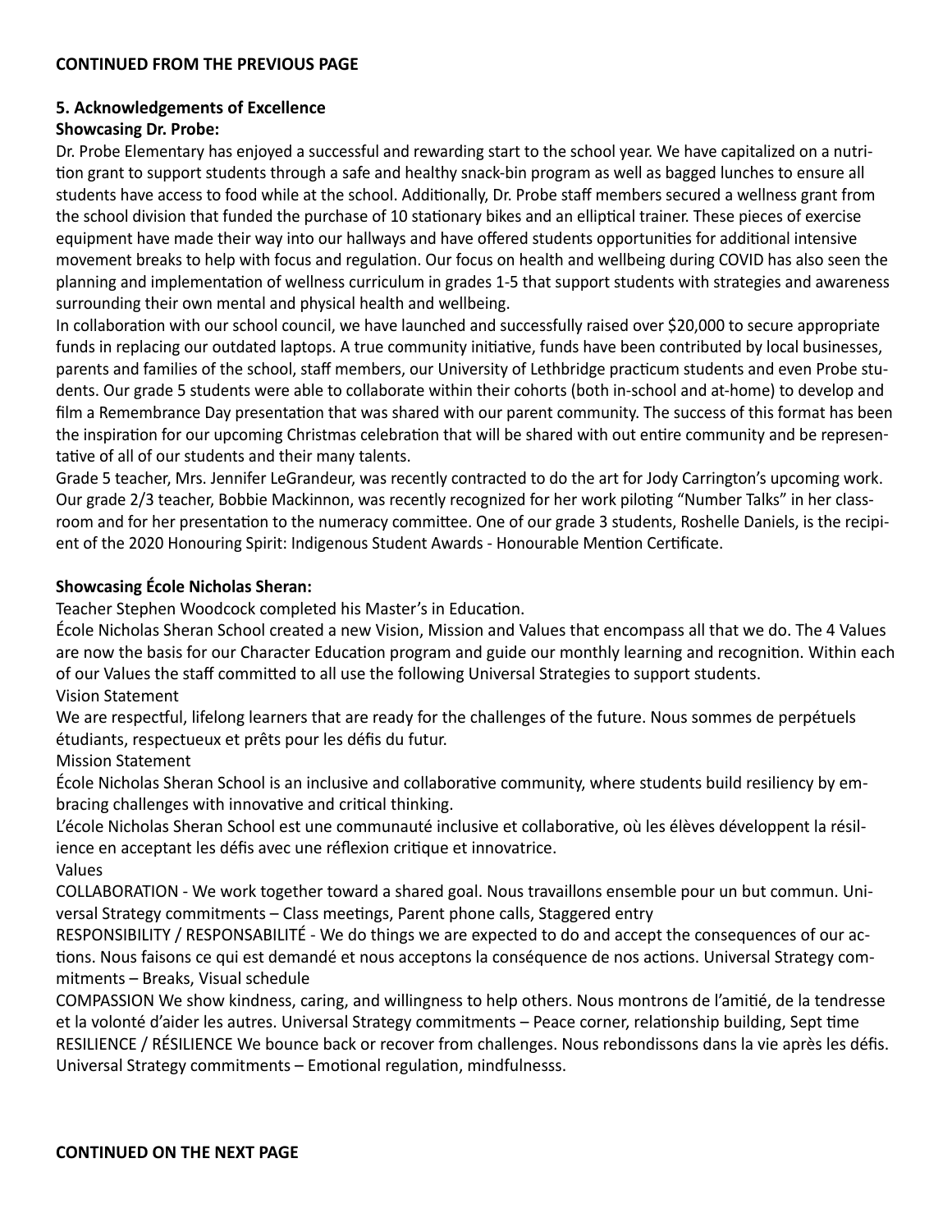**CONTINUED FROM THE PREVIOUS PAGE**

## 5. Acknowledgements of Excellence

### Showcasing Dr. Probe:

Dr. Probe Elementary has enjoyed a successful and rewarding start to the school year. We have capitalized on a nutrition grant to support students through a safe and healthy snack-bin program as well as bagged lunches to ensure all students have access to food while at the school. Additionally, Dr. Probe staff members secured a wellness grant from the school division that funded the purchase of 10 stationary bikes and an elliptical trainer. These pieces of exercise equipment have made their way into our hallways and have offered students opportunities for additional intensive movement breaks to help with focus and regulation. Our focus on health and wellbeing during COVID has also seen the planning and implementation of wellness curriculum in grades 1-5 that support students with strategies and awareness surrounding their own mental and physical health and wellbeing.

In collaboration with our school council, we have launched and successfully raised over $20,000 to secure appropriate funds in replacing our outdated laptops. A true community initiative, funds have been contributed by local businesses, parents and families of the school, staff members, our University of Lethbridge practicum students and even Probe students. Our grade 5 students were able to collaborate within their cohorts (both in-school and at-home) to develop and film a Remembrance Day presentation that was shared with our parent community. The success of this format has been the inspiration for our upcoming Christmas celebration that will be shared with out entire community and be representative of all of our students and their many talents.

Grade 5 teacher, Mrs. Jennifer LeGrandeur, was recently contracted to do the art for Jody Carrington's upcoming work. Our grade 2/3 teacher, Bobbie Mackinnon, was recently recognized for her work piloting "Number Talks" in her classroom and for her presentation to the numeracy committee. One of our grade 3 students, Roshelle Daniels, is the recipient of the 2020 Honouring Spirit: Indigenous Student Awards - Honourable Mention Certificate.

### Showcasing École Nicholas Sheran:

Teacher Stephen Woodcock completed his Master's in Education.

École Nicholas Sheran School created a new Vision, Mission and Values that encompass all that we do. The 4 Values are now the basis for our Character Education program and guide our monthly learning and recognition. Within each of our Values the staff committed to all use the following Universal Strategies to support students.

Vision Statement

We are respectful, lifelong learners that are ready for the challenges of the future. Nous sommes de perpétuels étudiants, respectueux et prêts pour les défis du futur.

Mission Statement

École Nicholas Sheran School is an inclusive and collaborative community, where students build resiliency by embracing challenges with innovative and critical thinking.

L'école Nicholas Sheran School est une communauté inclusive et collaborative, où les élèves développent la résilience en acceptant les défis avec une réflexion critique et innovatrice.

Values

COLLABORATION - We work together toward a shared goal. Nous travaillons ensemble pour un but commun. Universal Strategy commitments – Class meetings, Parent phone calls, Staggered entry

RESPONSIBILITY / RESPONSABILITÉ - We do things we are expected to do and accept the consequences of our actions. Nous faisons ce qui est demandé et nous acceptons la conséquence de nos actions. Universal Strategy commitments – Breaks, Visual schedule

COMPASSION We show kindness, caring, and willingness to help others. Nous montrons de l'amitié, de la tendresse et la volonté d'aider les autres. Universal Strategy commitments – Peace corner, relationship building, Sept time

RESILIENCE / RÉSILIENCE We bounce back or recover from challenges. Nous rebondissons dans la vie après les défis. Universal Strategy commitments – Emotional regulation, mindfulnesss.

**CONTINUED ON THE NEXT PAGE**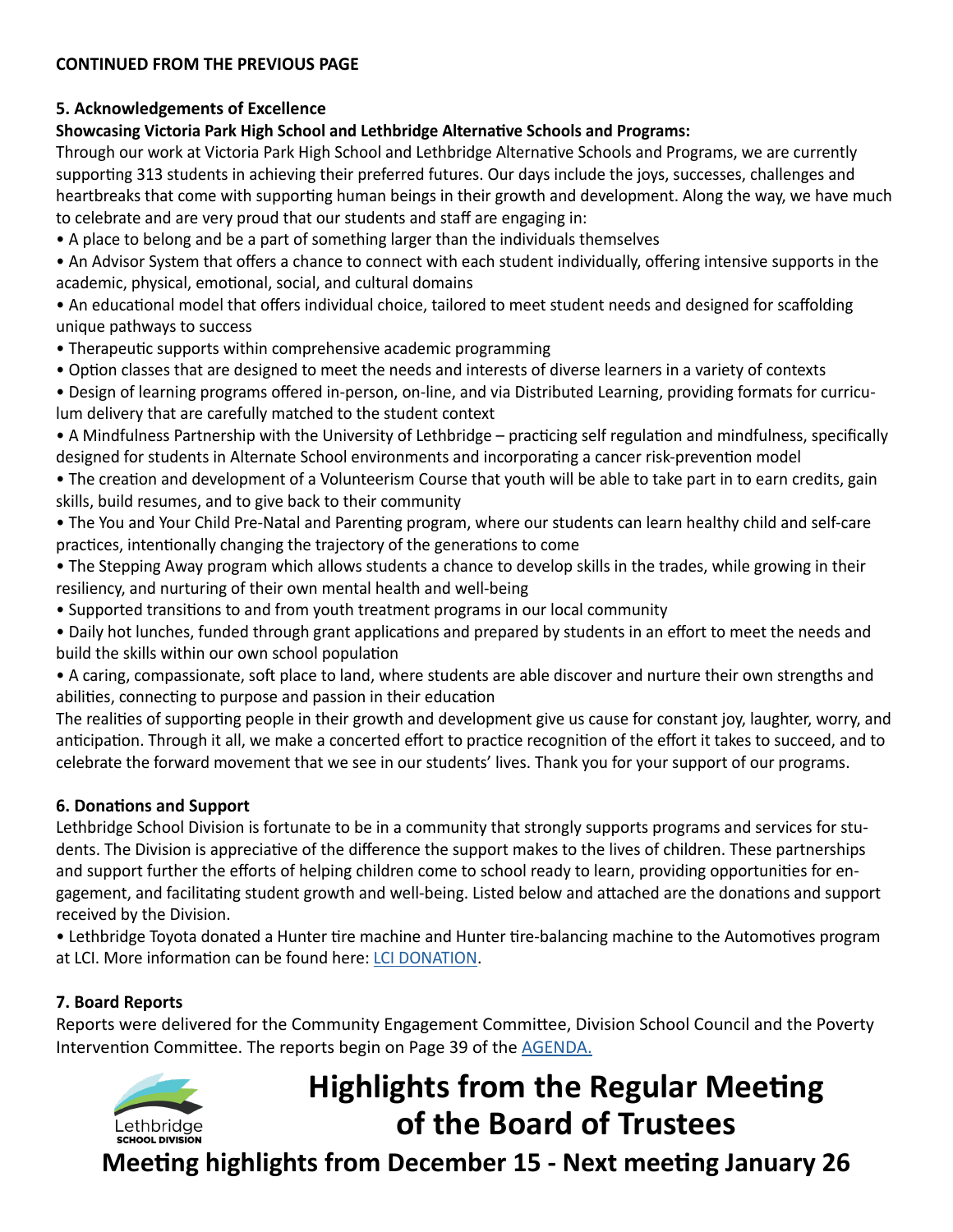**CONTINUED FROM THE PREVIOUS PAGE**

### 5. Acknowledgements of Excellence

**Showcasing Victoria Park High School and Lethbridge Alternative Schools and Programs:**

Through our work at Victoria Park High School and Lethbridge Alternative Schools and Programs, we are currently supporting 313 students in achieving their preferred futures. Our days include the joys, successes, challenges and heartbreaks that come with supporting human beings in their growth and development. Along the way, we have much to celebrate and are very proud that our students and staff are engaging in:

- A place to belong and be a part of something larger than the individuals themselves
- An Advisor System that offers a chance to connect with each student individually, offering intensive supports in the academic, physical, emotional, social, and cultural domains
- An educational model that offers individual choice, tailored to meet student needs and designed for scaffolding unique pathways to success
- Therapeutic supports within comprehensive academic programming
- Option classes that are designed to meet the needs and interests of diverse learners in a variety of contexts
- Design of learning programs offered in-person, on-line, and via Distributed Learning, providing formats for curriculum delivery that are carefully matched to the student context
- A Mindfulness Partnership with the University of Lethbridge – practicing self regulation and mindfulness, specifically designed for students in Alternate School environments and incorporating a cancer risk-prevention model
- The creation and development of a Volunteerism Course that youth will be able to take part in to earn credits, gain skills, build resumes, and to give back to their community
- The You and Your Child Pre-Natal and Parenting program, where our students can learn healthy child and self-care practices, intentionally changing the trajectory of the generations to come
- The Stepping Away program which allows students a chance to develop skills in the trades, while growing in their resiliency, and nurturing of their own mental health and well-being
- Supported transitions to and from youth treatment programs in our local community
- Daily hot lunches, funded through grant applications and prepared by students in an effort to meet the needs and build the skills within our own school population
- A caring, compassionate, soft place to land, where students are able discover and nurture their own strengths and abilities, connecting to purpose and passion in their education

The realities of supporting people in their growth and development give us cause for constant joy, laughter, worry, and anticipation. Through it all, we make a concerted effort to practice recognition of the effort it takes to succeed, and to celebrate the forward movement that we see in our students' lives. Thank you for your support of our programs.

### 6. Donations and Support

Lethbridge School Division is fortunate to be in a community that strongly supports programs and services for students. The Division is appreciative of the difference the support makes to the lives of children. These partnerships and support further the efforts of helping children come to school ready to learn, providing opportunities for engagement, and facilitating student growth and well-being. Listed below and attached are the donations and support received by the Division.

- Lethbridge Toyota donated a Hunter tire machine and Hunter tire-balancing machine to the Automotives program at LCI. More information can be found here: LCI DONATION.

### 7. Board Reports

Reports were delivered for the Community Engagement Committee, Division School Council and the Poverty Intervention Committee. The reports begin on Page 39 of the AGENDA.

Lethbridge SCHOOL DIVISION

# Highlights from the Regular Meeting of the Board of Trustees

## Meeting highlights from December 15 - Next meeting January 26